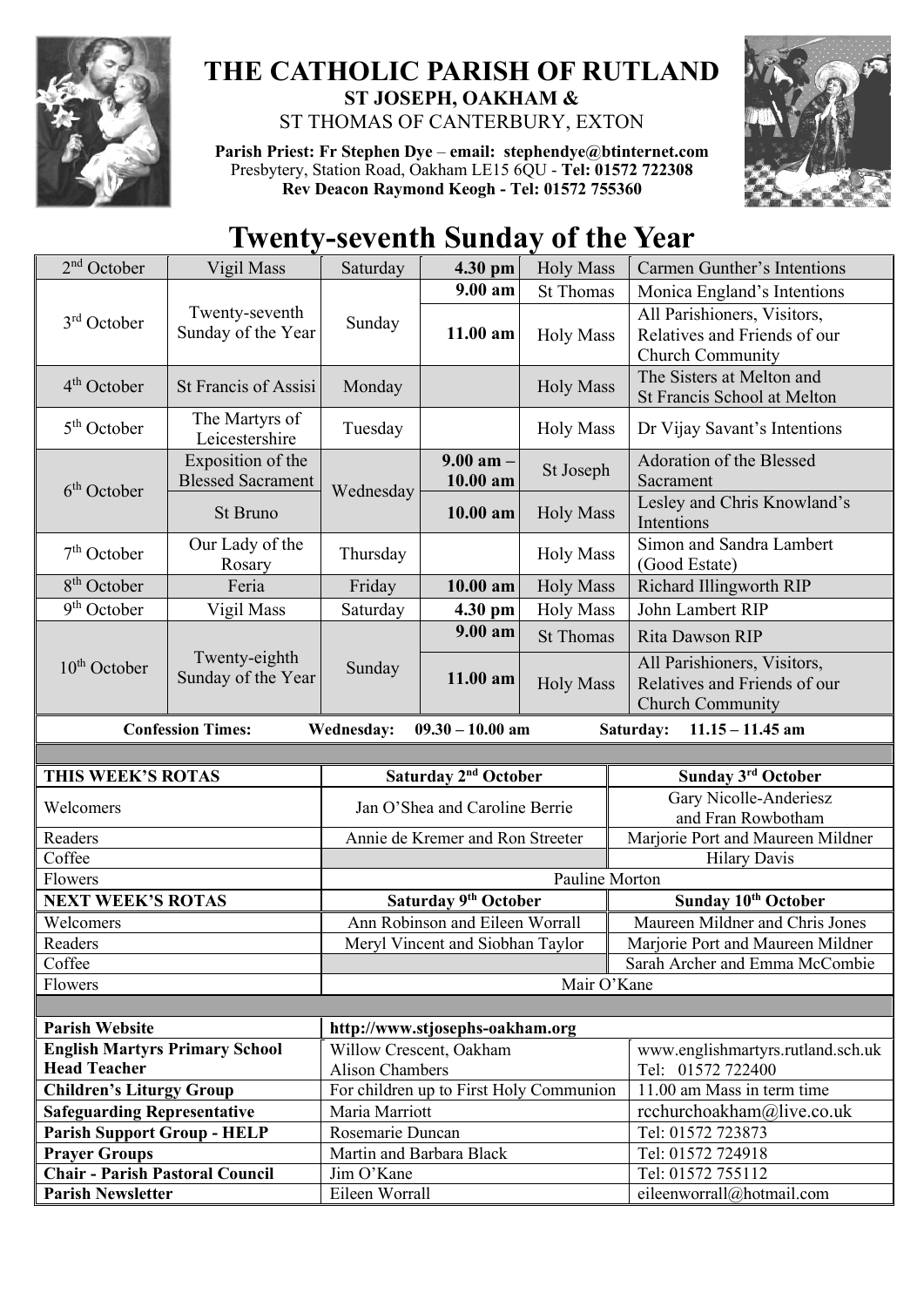# THE CATHOLIC PARISH OF RUTLAND

**ST JOSEPH, OAKHAM &**

ST THOMAS OF CANTERBURY, EXTON

**Parish Priest: Fr Stephen Dye** – **email: stephendye@btinternet.com**
Presbytery, Station Road, Oakham LE15 6QU - **Tel: 01572 722308**
**Rev Deacon Raymond Keogh - Tel: 01572 755360**

# Twenty-seventh Sunday of the Year

| Date | Feast | Day | Time | Service | Intention |
|---|---|---|---|---|---|
| 2nd October | Vigil Mass | Saturday | **4.30 pm** | Holy Mass | Carmen Gunther's Intentions |
| 3rd October | Twenty-seventh Sunday of the Year | Sunday | **9.00 am** | St Thomas | Monica England's Intentions |
| | | | **11.00 am** | Holy Mass | All Parishioners, Visitors, Relatives and Friends of our Church Community |
| 4th October | St Francis of Assisi | Monday | | Holy Mass | The Sisters at Melton and St Francis School at Melton |
| 5th October | The Martyrs of Leicestershire | Tuesday | | Holy Mass | Dr Vijay Savant's Intentions |
| 6th October | Exposition of the Blessed Sacrament | Wednesday | **9.00 am – 10.00 am** | St Joseph | Adoration of the Blessed Sacrament |
| | St Bruno | | **10.00 am** | Holy Mass | Lesley and Chris Knowland's Intentions |
| 7th October | Our Lady of the Rosary | Thursday | | Holy Mass | Simon and Sandra Lambert (Good Estate) |
| 8th October | Feria | Friday | **10.00 am** | Holy Mass | Richard Illingworth RIP |
| 9th October | Vigil Mass | Saturday | **4.30 pm** | Holy Mass | John Lambert RIP |
| 10th October | Twenty-eighth Sunday of the Year | Sunday | **9.00 am** | St Thomas | Rita Dawson RIP |
| | | | **11.00 am** | Holy Mass | All Parishioners, Visitors, Relatives and Friends of our Church Community |

**Confession Times: Wednesday: 09.30 – 10.00 am Saturday: 11.15 – 11.45 am**

| **THIS WEEK'S ROTAS** | **Saturday 2nd October** | **Sunday 3rd October** |
|---|---|---|
| Welcomers | Jan O'Shea and Caroline Berrie | Gary Nicolle-Anderiesz and Fran Rowbotham |
| Readers | Annie de Kremer and Ron Streeter | Marjorie Port and Maureen Mildner |
| Coffee | | Hilary Davis |
| Flowers | Pauline Morton | |
| **NEXT WEEK'S ROTAS** | **Saturday 9th October** | **Sunday 10th October** |
| Welcomers | Ann Robinson and Eileen Worrall | Maureen Mildner and Chris Jones |
| Readers | Meryl Vincent and Siobhan Taylor | Marjorie Port and Maureen Mildner |
| Coffee | | Sarah Archer and Emma McCombie |
| Flowers | Mair O'Kane | |

| | | |
|---|---|---|
| **Parish Website** | **http://www.stjosephs-oakham.org** | |
| **English Martyrs Primary School Head Teacher** | Willow Crescent, Oakham Alison Chambers | www.englishmartyrs.rutland.sch.uk Tel: 01572 722400 |
| **Children's Liturgy Group** | For children up to First Holy Communion | 11.00 am Mass in term time |
| **Safeguarding Representative** | Maria Marriott | rcchurchoakham@live.co.uk |
| **Parish Support Group - HELP** | Rosemarie Duncan | Tel: 01572 723873 |
| **Prayer Groups** | Martin and Barbara Black | Tel: 01572 724918 |
| **Chair - Parish Pastoral Council** | Jim O'Kane | Tel: 01572 755112 |
| **Parish Newsletter** | Eileen Worrall | eileenworrall@hotmail.com |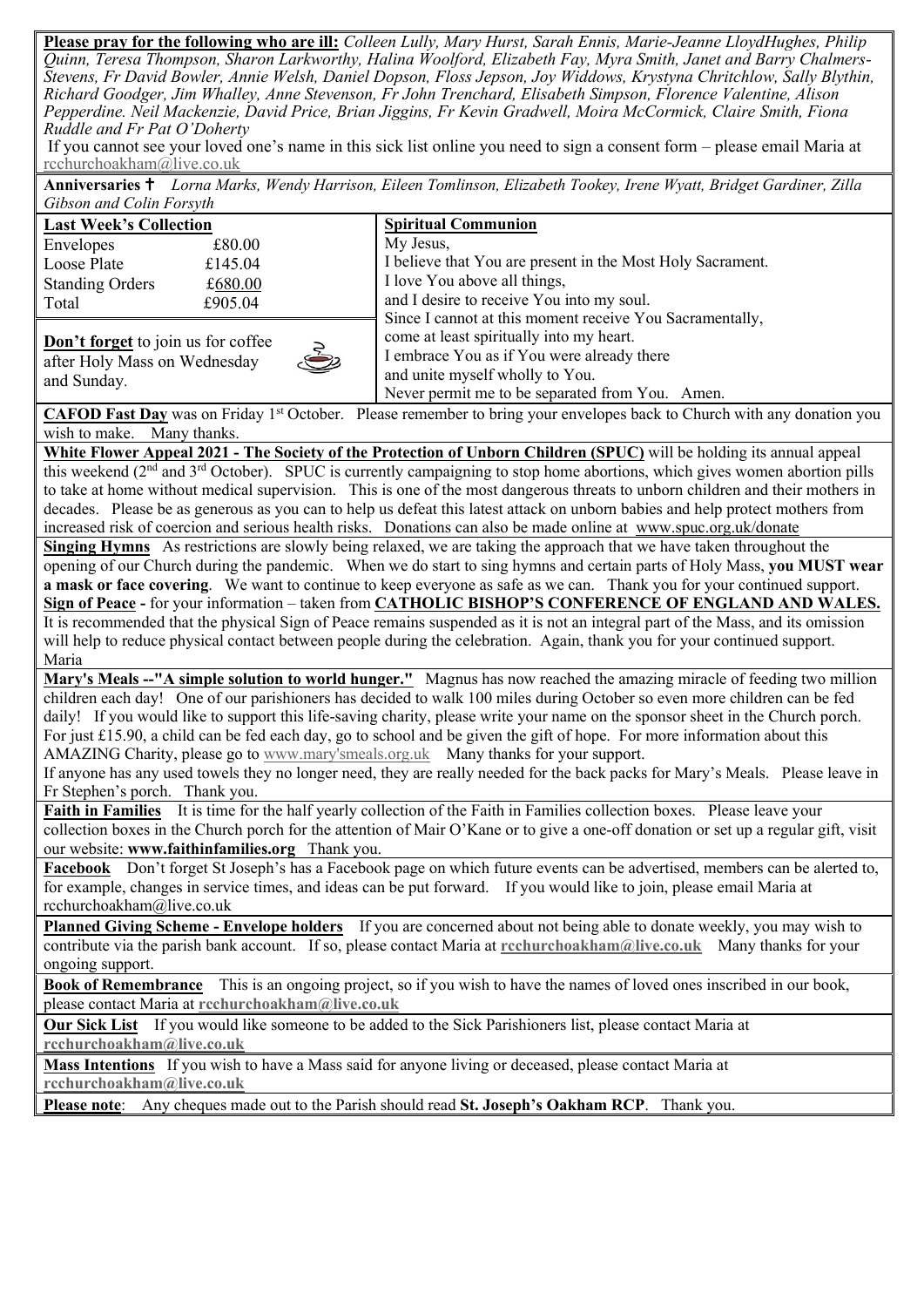**Please pray for the following who are ill:** *Colleen Lully, Mary Hurst, Sarah Ennis, Marie-Jeanne LloydHughes, Philip Quinn, Teresa Thompson, Sharon Larkworthy, Halina Woolford, Elizabeth Fay, Myra Smith, Janet and Barry Chalmers-Stevens, Fr David Bowler, Annie Welsh, Daniel Dopson, Floss Jepson, Joy Widdows, Krystyna Chritchlow, Sally Blythin, Richard Goodger, Jim Whalley, Anne Stevenson, Fr John Trenchard, Elisabeth Simpson, Florence Valentine, Alison Pepperdine. Neil Mackenzie, David Price, Brian Jiggins, Fr Kevin Gradwell, Moira McCormick, Claire Smith, Fiona Ruddle and Fr Pat O'Doherty*

If you cannot see your loved one's name in this sick list online you need to sign a consent form – please email Maria at rcchurchoakham@live.co.uk

**Anniversaries ✝** *Lorna Marks, Wendy Harrison, Eileen Tomlinson, Elizabeth Tookey, Irene Wyatt, Bridget Gardiner, Zilla Gibson and Colin Forsyth*

**Last Week's Collection**

| | |
|---|---|
| Envelopes | £80.00 |
| Loose Plate | £145.04 |
| Standing Orders | £680.00 |
| Total | £905.04 |

**Don't forget** to join us for coffee after Holy Mass on Wednesday and Sunday.

**Spiritual Communion**

My Jesus,
I believe that You are present in the Most Holy Sacrament.
I love You above all things,
and I desire to receive You into my soul.
Since I cannot at this moment receive You Sacramentally,
come at least spiritually into my heart.
I embrace You as if You were already there
and unite myself wholly to You.
Never permit me to be separated from You. Amen.

**CAFOD Fast Day** was on Friday 1st October. Please remember to bring your envelopes back to Church with any donation you wish to make. Many thanks.

**White Flower Appeal 2021 - The Society of the Protection of Unborn Children (SPUC)** will be holding its annual appeal this weekend (2nd and 3rd October). SPUC is currently campaigning to stop home abortions, which gives women abortion pills to take at home without medical supervision. This is one of the most dangerous threats to unborn children and their mothers in decades. Please be as generous as you can to help us defeat this latest attack on unborn babies and help protect mothers from increased risk of coercion and serious health risks. Donations can also be made online at www.spuc.org.uk/donate

**Singing Hymns** As restrictions are slowly being relaxed, we are taking the approach that we have taken throughout the opening of our Church during the pandemic. When we do start to sing hymns and certain parts of Holy Mass, **you MUST wear a mask or face covering**. We want to continue to keep everyone as safe as we can. Thank you for your continued support.

**Sign of Peace -** for your information – taken from **CATHOLIC BISHOP'S CONFERENCE OF ENGLAND AND WALES.** It is recommended that the physical Sign of Peace remains suspended as it is not an integral part of the Mass, and its omission will help to reduce physical contact between people during the celebration. Again, thank you for your continued support. Maria

**Mary's Meals --"A simple solution to world hunger."** Magnus has now reached the amazing miracle of feeding two million children each day! One of our parishioners has decided to walk 100 miles during October so even more children can be fed daily! If you would like to support this life-saving charity, please write your name on the sponsor sheet in the Church porch. For just £15.90, a child can be fed each day, go to school and be given the gift of hope. For more information about this AMAZING Charity, please go to www.mary'smeals.org.uk Many thanks for your support.

If anyone has any used towels they no longer need, they are really needed for the back packs for Mary's Meals. Please leave in Fr Stephen's porch. Thank you.

**Faith in Families** It is time for the half yearly collection of the Faith in Families collection boxes. Please leave your collection boxes in the Church porch for the attention of Mair O'Kane or to give a one-off donation or set up a regular gift, visit our website: **www.faithinfamilies.org** Thank you.

**Facebook** Don't forget St Joseph's has a Facebook page on which future events can be advertised, members can be alerted to, for example, changes in service times, and ideas can be put forward. If you would like to join, please email Maria at rcchurchoakham@live.co.uk

**Planned Giving Scheme - Envelope holders** If you are concerned about not being able to donate weekly, you may wish to contribute via the parish bank account. If so, please contact Maria at **rcchurchoakham@live.co.uk** Many thanks for your ongoing support.

**Book of Remembrance** This is an ongoing project, so if you wish to have the names of loved ones inscribed in our book, please contact Maria at **rcchurchoakham@live.co.uk**

**Our Sick List** If you would like someone to be added to the Sick Parishioners list, please contact Maria at **rcchurchoakham@live.co.uk**

**Mass Intentions** If you wish to have a Mass said for anyone living or deceased, please contact Maria at **rcchurchoakham@live.co.uk**

**Please note**: Any cheques made out to the Parish should read **St. Joseph's Oakham RCP**. Thank you.